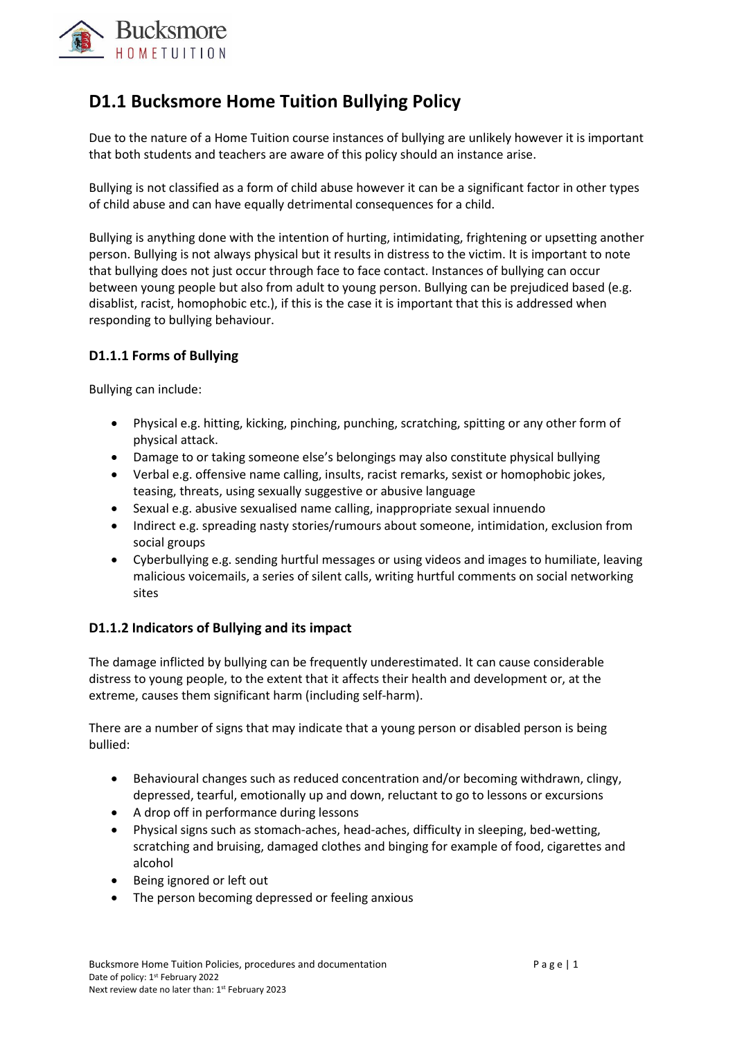# D1.1 Bucksmore Home Tuition Bullying Policy

Due to the nature of a Home Tuition course instances of bullying are unlikely however it is important that both students and teachers are aware of this policy should an instance arise.

Bullying is not classified as a form of child abuse however it can be a significant factor in other types of child abuse and can have equally detrimental consequences for a child.

Bullying is anything done with the intention of hurting, intimidating, frightening or upsetting another person. Bullying is not always physical but it results in distress to the victim. It is important to note that bullying does not just occur through face to face contact. Instances of bullying can occur between young people but also from adult to young person. Bullying can be prejudiced based (e.g. disablist, racist, homophobic etc.), if this is the case it is important that this is addressed when responding to bullying behaviour.

### D1.1.1 Forms of Bullying

Bullying can include:

- Physical e.g. hitting, kicking, pinching, punching, scratching, spitting or any other form of physical attack.
- Damage to or taking someone else's belongings may also constitute physical bullying
- Verbal e.g. offensive name calling, insults, racist remarks, sexist or homophobic jokes, teasing, threats, using sexually suggestive or abusive language
- Sexual e.g. abusive sexualised name calling, inappropriate sexual innuendo
- Indirect e.g. spreading nasty stories/rumours about someone, intimidation, exclusion from social groups
- Cyberbullying e.g. sending hurtful messages or using videos and images to humiliate, leaving malicious voicemails, a series of silent calls, writing hurtful comments on social networking sites

### D1.1.2 Indicators of Bullying and its impact

The damage inflicted by bullying can be frequently underestimated. It can cause considerable distress to young people, to the extent that it affects their health and development or, at the extreme, causes them significant harm (including self-harm).

There are a number of signs that may indicate that a young person or disabled person is being bullied:

- Behavioural changes such as reduced concentration and/or becoming withdrawn, clingy, depressed, tearful, emotionally up and down, reluctant to go to lessons or excursions
- A drop off in performance during lessons
- Physical signs such as stomach-aches, head-aches, difficulty in sleeping, bed-wetting, scratching and bruising, damaged clothes and binging for example of food, cigarettes and alcohol
- Being ignored or left out
- The person becoming depressed or feeling anxious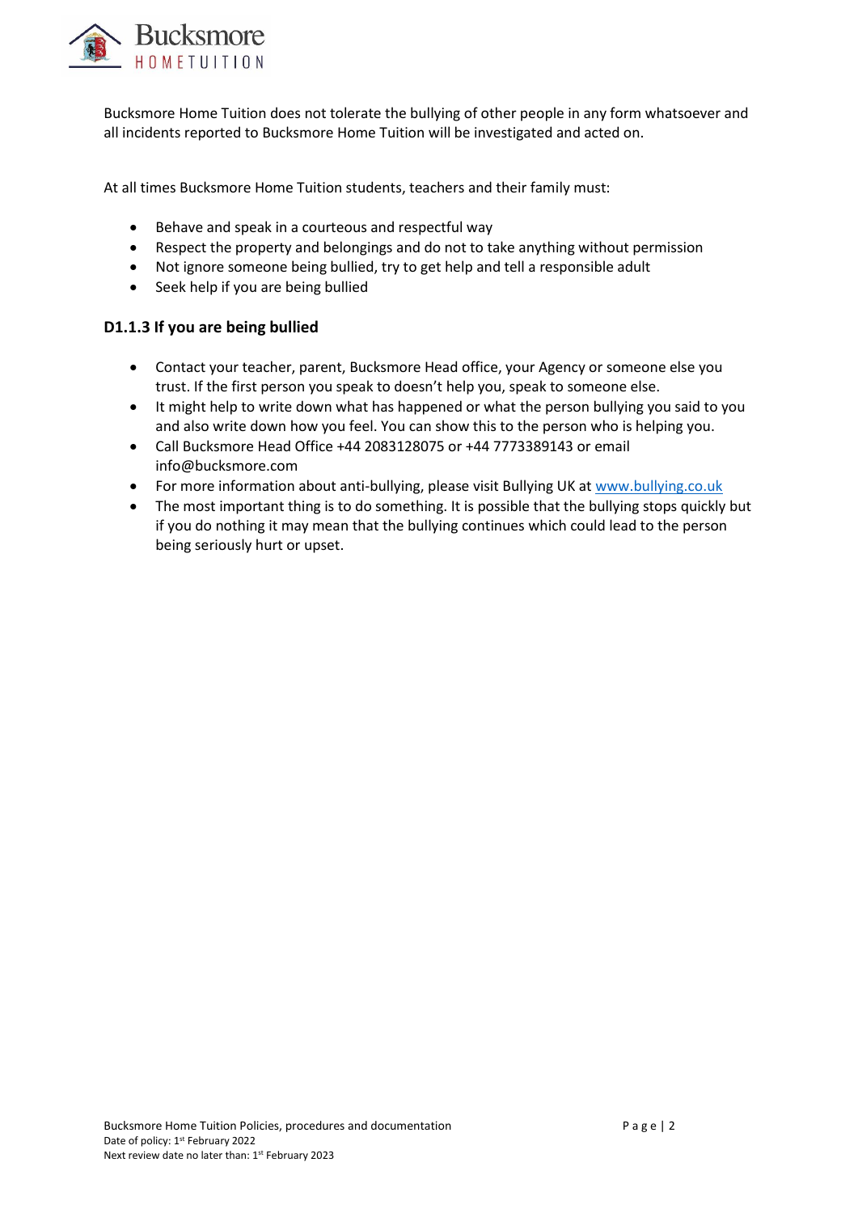Bucksmore Home Tuition does not tolerate the bullying of other people in any form whatsoever and all incidents reported to Bucksmore Home Tuition will be investigated and acted on.

At all times Bucksmore Home Tuition students, teachers and their family must:

- Behave and speak in a courteous and respectful way
- Respect the property and belongings and do not to take anything without permission
- Not ignore someone being bullied, try to get help and tell a responsible adult
- Seek help if you are being bullied

### D1.1.3 If you are being bullied

- Contact your teacher, parent, Bucksmore Head office, your Agency or someone else you trust. If the first person you speak to doesn't help you, speak to someone else.
- It might help to write down what has happened or what the person bullying you said to you and also write down how you feel. You can show this to the person who is helping you.
- Call Bucksmore Head Office +44 2083128075 or +44 7773389143 or email info@bucksmore.com
- For more information about anti-bullying, please visit Bullying UK at [www.bullying.co.uk](http://www.bullying.co.uk)
- The most important thing is to do something. It is possible that the bullying stops quickly but if you do nothing it may mean that the bullying continues which could lead to the person being seriously hurt or upset.